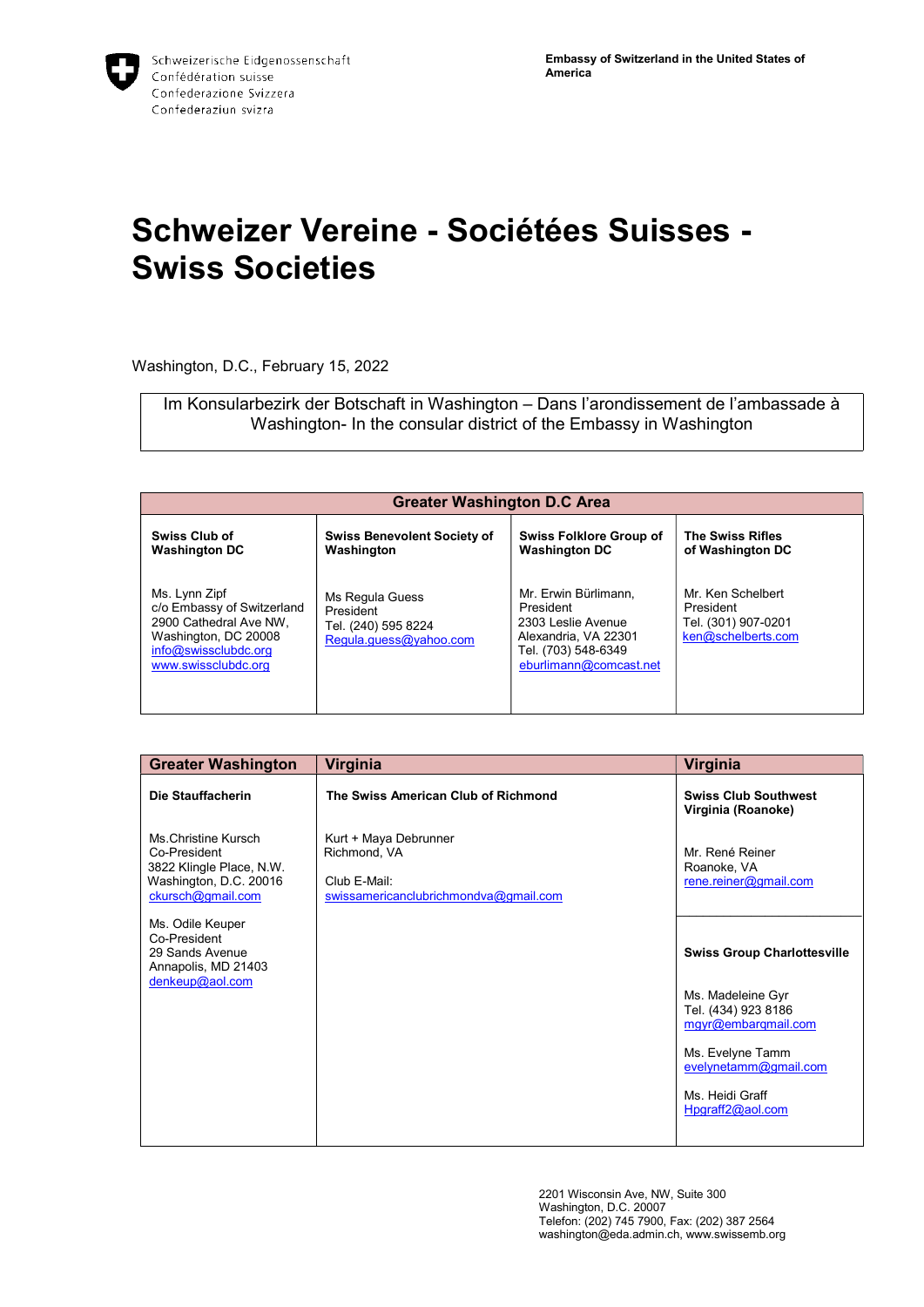Schweizerische Eidgenossenschaft
Confédération suisse
Confederazione Svizzera
Confederaziun svizra

**Embassy of Switzerland in the United States of America**

# Schweizer Vereine - Sociétées Suisses - Swiss Societies

Washington, D.C., February 15, 2022

Im Konsularbezirk der Botschaft in Washington – Dans l'arondissement de l'ambassade à Washington- In the consular district of the Embassy in Washington

| Greater Washington D.C Area | | | |
|---|---|---|---|
| **Swiss Club of Washington DC**<br><br>Ms. Lynn Zipf<br>c/o Embassy of Switzerland<br>2900 Cathedral Ave NW,<br>Washington, DC 20008<br>info@swissclubdc.org<br>www.swissclubdc.org | **Swiss Benevolent Society of Washington**<br><br>Ms Regula Guess<br>President<br>Tel. (240) 595 8224<br>Regula.guess@yahoo.com | **Swiss Folklore Group of Washington DC**<br><br>Mr. Erwin Bürlimann,<br>President<br>2303 Leslie Avenue<br>Alexandria, VA 22301<br>Tel. (703) 548-6349<br>eburlimann@comcast.net | **The Swiss Rifles of Washington DC**<br><br>Mr. Ken Schelbert<br>President<br>Tel. (301) 907-0201<br>ken@schelberts.com |

| Greater Washington | Virginia | Virginia |
|---|---|---|
| **Die Stauffacherin**<br><br>Ms.Christine Kursch<br>Co-President<br>3822 Klingle Place, N.W.<br>Washington, D.C. 20016<br>ckursch@gmail.com<br><br>Ms. Odile Keuper<br>Co-President<br>29 Sands Avenue<br>Annapolis, MD 21403<br>denkeup@aol.com | **The Swiss American Club of Richmond**<br><br>Kurt + Maya Debrunner<br>Richmond, VA<br><br>Club E-Mail:<br>swissamericanclubrichmondva@gmail.com | **Swiss Club Southwest Virginia (Roanoke)**<br><br>Mr. René Reiner<br>Roanoke, VA<br>rene.reiner@gmail.com |
| | | **Swiss Group Charlottesville**<br><br>Ms. Madeleine Gyr<br>Tel. (434) 923 8186<br>mgyr@embarqmail.com<br><br>Ms. Evelyne Tamm<br>evelynetamm@gmail.com<br><br>Ms. Heidi Graff<br>Hpgraff2@aol.com |

2201 Wisconsin Ave, NW, Suite 300
Washington, D.C. 20007
Telefon: (202) 745 7900, Fax: (202) 387 2564
washington@eda.admin.ch, www.swissemb.org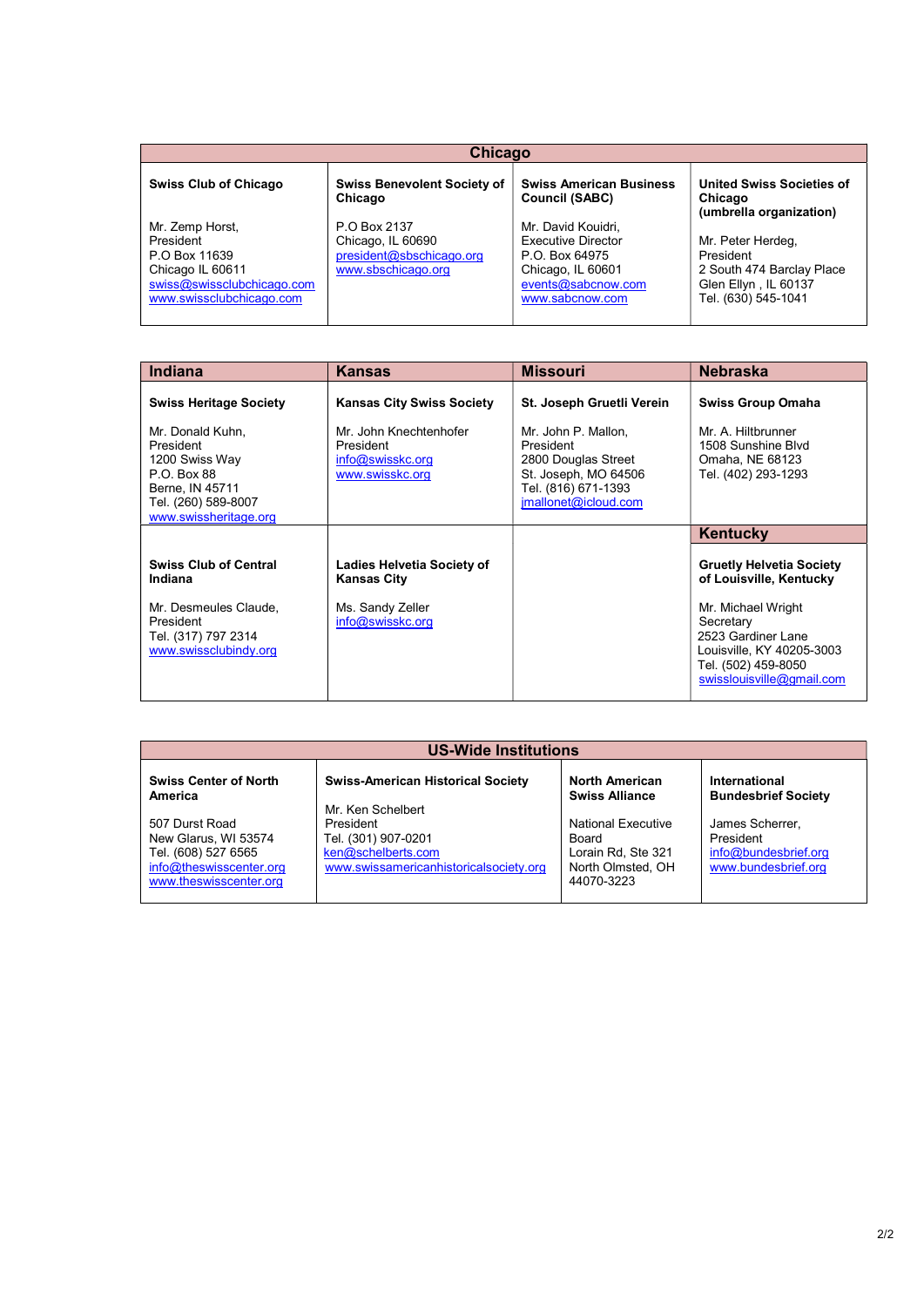| Chicago | | | |
|---|---|---|---|
| **Swiss Club of Chicago**<br><br>Mr. Zemp Horst, President<br>P.O Box 11639<br>Chicago IL 60611<br>swiss@swissclubchicago.com<br>www.swissclubchicago.com | **Swiss Benevolent Society of Chicago**<br><br>P.O Box 2137<br>Chicago, IL 60690<br>president@sbschicago.org<br>www.sbschicago.org | **Swiss American Business Council (SABC)**<br><br>Mr. David Kouidri, Executive Director<br>P.O. Box 64975<br>Chicago, IL 60601<br>events@sabcnow.com<br>www.sabcnow.com | **United Swiss Societies of Chicago (umbrella organization)**<br><br>Mr. Peter Herdeg, President<br>2 South 474 Barclay Place<br>Glen Ellyn , IL 60137<br>Tel. (630) 545-1041 |

| Indiana | Kansas | Missouri | Nebraska |
|---|---|---|---|
| **Swiss Heritage Society**<br><br>Mr. Donald Kuhn, President<br>1200 Swiss Way<br>P.O. Box 88<br>Berne, IN 45711<br>Tel. (260) 589-8007<br>www.swissheritage.org | **Kansas City Swiss Society**<br><br>Mr. John Knechtenhofer<br>President<br>info@swisskc.org<br>www.swisskc.org | **St. Joseph Gruetli Verein**<br><br>Mr. John P. Mallon, President<br>2800 Douglas Street<br>St. Joseph, MO 64506<br>Tel. (816) 671-1393<br>jmallonet@icloud.com | **Swiss Group Omaha**<br><br>Mr. A. Hiltbrunner<br>1508 Sunshine Blvd<br>Omaha, NE 68123<br>Tel. (402) 293-1293 |
| | | | **Kentucky** |
| **Swiss Club of Central Indiana**<br><br>Mr. Desmeules Claude, President<br>Tel. (317) 797 2314<br>www.swissclubindy.org | **Ladies Helvetia Society of Kansas City**<br><br>Ms. Sandy Zeller<br>info@swisskc.org | | **Gruetly Helvetia Society of Louisville, Kentucky**<br><br>Mr. Michael Wright<br>Secretary<br>2523 Gardiner Lane<br>Louisville, KY 40205-3003<br>Tel. (502) 459-8050<br>swisslouisville@gmail.com |

| US-Wide Institutions | | | |
|---|---|---|---|
| **Swiss Center of North America**<br><br>507 Durst Road<br>New Glarus, WI 53574<br>Tel. (608) 527 6565<br>info@theswisscenter.org<br>www.theswisscenter.org | **Swiss-American Historical Society**<br><br>Mr. Ken Schelbert<br>President<br>Tel. (301) 907-0201<br>ken@schelberts.com<br>www.swissamericanhistoricalsociety.org | **North American Swiss Alliance**<br><br>National Executive Board<br>Lorain Rd, Ste 321<br>North Olmsted, OH 44070-3223 | **International Bundesbrief Society**<br><br>James Scherrer, President<br>info@bundesbrief.org<br>www.bundesbrief.org |